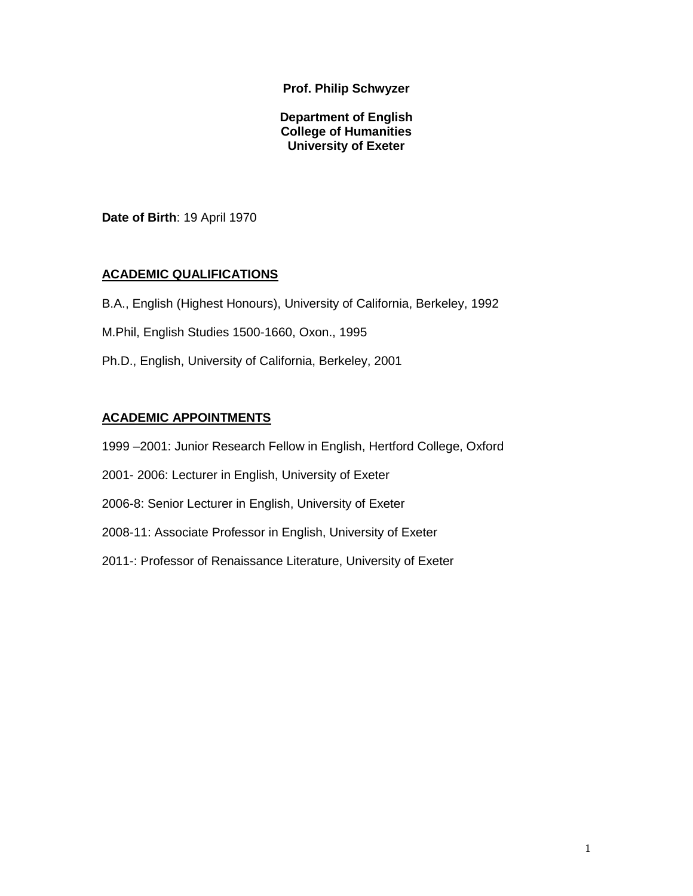**Prof. Philip Schwyzer**

**Department of English**
**College of Humanities**
**University of Exeter**

**Date of Birth**: 19 April 1970

## ACADEMIC QUALIFICATIONS

B.A., English (Highest Honours), University of California, Berkeley, 1992

M.Phil, English Studies 1500-1660, Oxon., 1995

Ph.D., English, University of California, Berkeley, 2001

## ACADEMIC APPOINTMENTS

1999 –2001: Junior Research Fellow in English, Hertford College, Oxford

2001- 2006: Lecturer in English, University of Exeter

2006-8: Senior Lecturer in English, University of Exeter

2008-11: Associate Professor in English, University of Exeter

2011-: Professor of Renaissance Literature, University of Exeter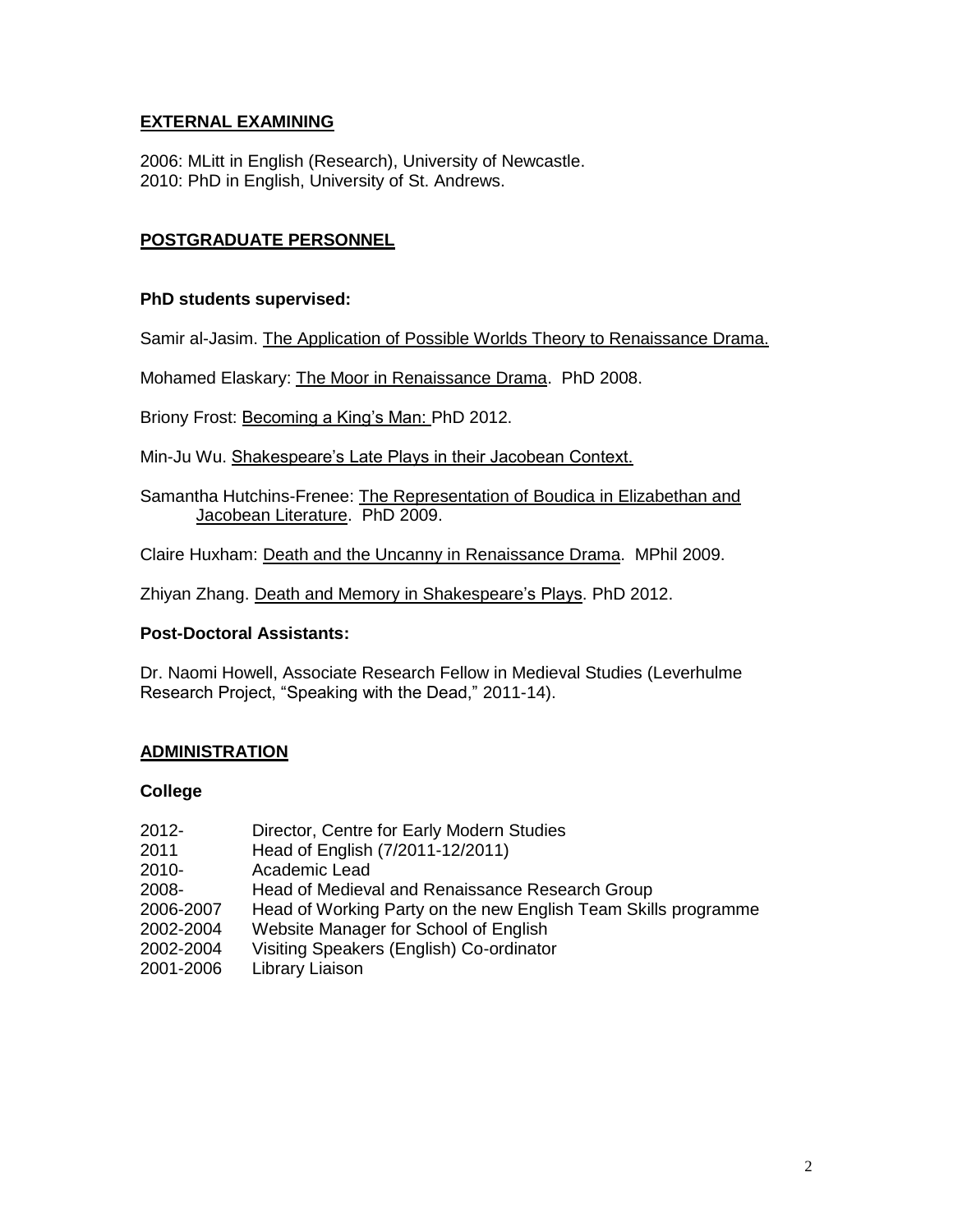## EXTERNAL EXAMINING

2006: MLitt in English (Research), University of Newcastle.
2010: PhD in English, University of St. Andrews.

## POSTGRADUATE PERSONNEL

### PhD students supervised:

Samir al-Jasim. <u>The Application of Possible Worlds Theory to Renaissance Drama.</u>

Mohamed Elaskary: <u>The Moor in Renaissance Drama</u>. PhD 2008.

Briony Frost: <u>Becoming a King's Man:</u> PhD 2012.

Min-Ju Wu. <u>Shakespeare's Late Plays in their Jacobean Context.</u>

Samantha Hutchins-Frenee: <u>The Representation of Boudica in Elizabethan and Jacobean Literature</u>. PhD 2009.

Claire Huxham: <u>Death and the Uncanny in Renaissance Drama</u>. MPhil 2009.

Zhiyan Zhang. <u>Death and Memory in Shakespeare's Plays</u>. PhD 2012.

### Post-Doctoral Assistants:

Dr. Naomi Howell, Associate Research Fellow in Medieval Studies (Leverhulme Research Project, "Speaking with the Dead," 2011-14).

## ADMINISTRATION

### College

2012- Director, Centre for Early Modern Studies
2011 Head of English (7/2011-12/2011)
2010- Academic Lead
2008- Head of Medieval and Renaissance Research Group
2006-2007 Head of Working Party on the new English Team Skills programme
2002-2004 Website Manager for School of English
2002-2004 Visiting Speakers (English) Co-ordinator
2001-2006 Library Liaison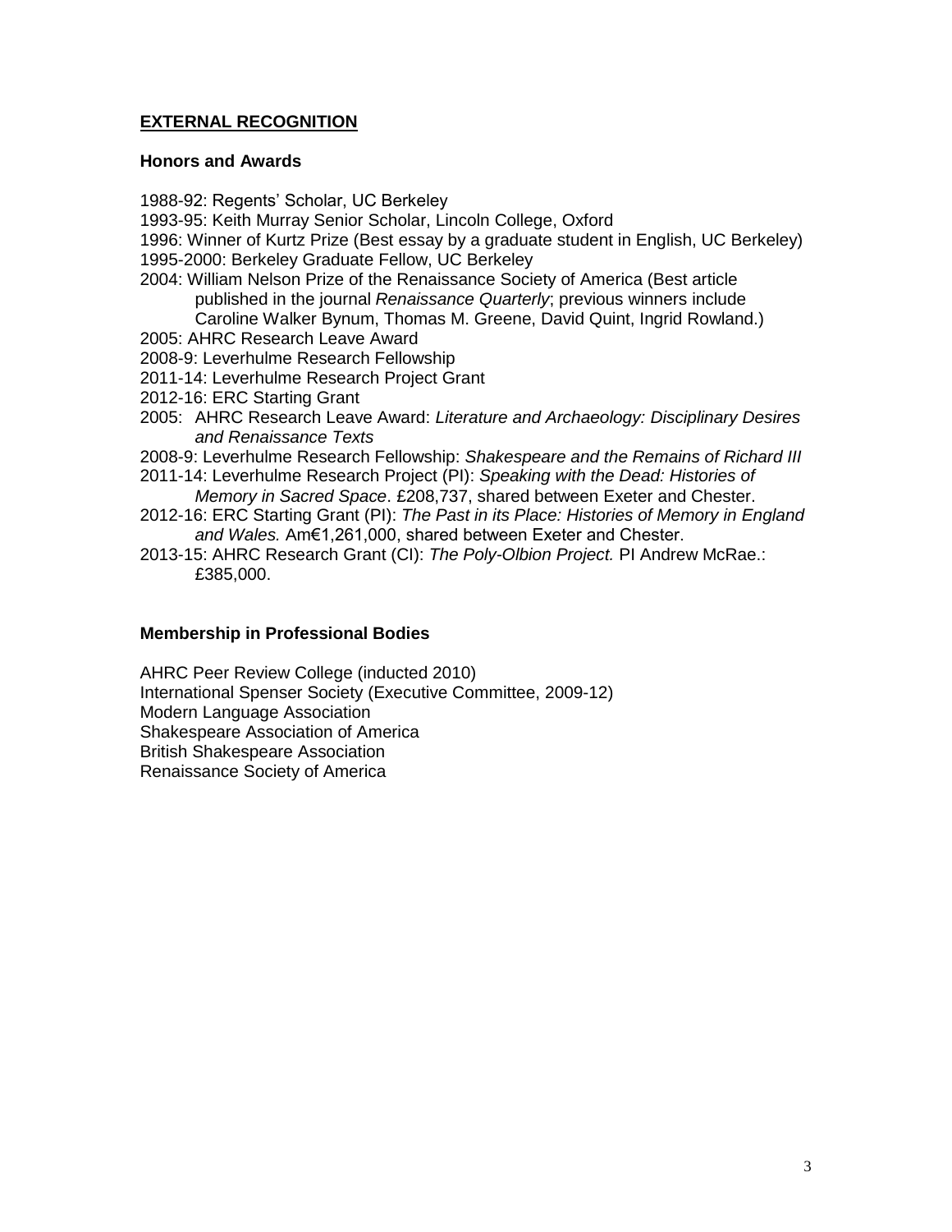## **EXTERNAL RECOGNITION**

### Honors and Awards

1988-92: Regents' Scholar, UC Berkeley
1993-95: Keith Murray Senior Scholar, Lincoln College, Oxford
1996: Winner of Kurtz Prize (Best essay by a graduate student in English, UC Berkeley)
1995-2000: Berkeley Graduate Fellow, UC Berkeley
2004: William Nelson Prize of the Renaissance Society of America (Best article published in the journal *Renaissance Quarterly*; previous winners include Caroline Walker Bynum, Thomas M. Greene, David Quint, Ingrid Rowland.)
2005: AHRC Research Leave Award
2008-9: Leverhulme Research Fellowship
2011-14: Leverhulme Research Project Grant
2012-16: ERC Starting Grant
2005: AHRC Research Leave Award: *Literature and Archaeology: Disciplinary Desires and Renaissance Texts*
2008-9: Leverhulme Research Fellowship: *Shakespeare and the Remains of Richard III*
2011-14: Leverhulme Research Project (PI): *Speaking with the Dead: Histories of Memory in Sacred Space*. £208,737, shared between Exeter and Chester.
2012-16: ERC Starting Grant (PI): *The Past in its Place: Histories of Memory in England and Wales.* Am€1,261,000, shared between Exeter and Chester.
2013-15: AHRC Research Grant (CI): *The Poly-Olbion Project.* PI Andrew McRae.: £385,000.

### Membership in Professional Bodies

AHRC Peer Review College (inducted 2010)
International Spenser Society (Executive Committee, 2009-12)
Modern Language Association
Shakespeare Association of America
British Shakespeare Association
Renaissance Society of America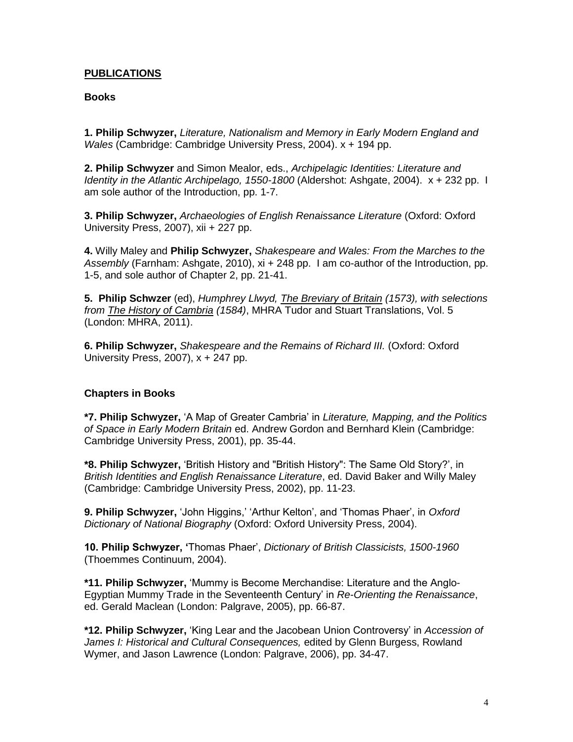## <u>PUBLICATIONS</u>

### Books

**1. Philip Schwyzer,** *Literature, Nationalism and Memory in Early Modern England and Wales* (Cambridge: Cambridge University Press, 2004). x + 194 pp.

**2. Philip Schwyzer** and Simon Mealor, eds., *Archipelagic Identities: Literature and Identity in the Atlantic Archipelago, 1550-1800* (Aldershot: Ashgate, 2004). x + 232 pp. I am sole author of the Introduction, pp. 1-7.

**3. Philip Schwyzer,** *Archaeologies of English Renaissance Literature* (Oxford: Oxford University Press, 2007), xii + 227 pp.

**4.** Willy Maley and **Philip Schwyzer,** *Shakespeare and Wales: From the Marches to the Assembly* (Farnham: Ashgate, 2010), xi + 248 pp. I am co-author of the Introduction, pp. 1-5, and sole author of Chapter 2, pp. 21-41.

**5. Philip Schwzer** (ed), *Humphrey Llwyd, <u>The Breviary of Britain</u> (1573), with selections from <u>The History of Cambria</u> (1584)*, MHRA Tudor and Stuart Translations, Vol. 5 (London: MHRA, 2011).

**6. Philip Schwyzer,** *Shakespeare and the Remains of Richard III.* (Oxford: Oxford University Press, 2007), x + 247 pp.

### Chapters in Books

**\*7. Philip Schwyzer,** 'A Map of Greater Cambria' in *Literature, Mapping, and the Politics of Space in Early Modern Britain* ed. Andrew Gordon and Bernhard Klein (Cambridge: Cambridge University Press, 2001), pp. 35-44.

**\*8. Philip Schwyzer,** 'British History and "British History": The Same Old Story?', in *British Identities and English Renaissance Literature*, ed. David Baker and Willy Maley (Cambridge: Cambridge University Press, 2002), pp. 11-23.

**9. Philip Schwyzer,** 'John Higgins,' 'Arthur Kelton', and 'Thomas Phaer', in *Oxford Dictionary of National Biography* (Oxford: Oxford University Press, 2004).

**10. Philip Schwyzer, '**Thomas Phaer', *Dictionary of British Classicists, 1500-1960* (Thoemmes Continuum, 2004).

**\*11. Philip Schwyzer,** 'Mummy is Become Merchandise: Literature and the Anglo-Egyptian Mummy Trade in the Seventeenth Century' in *Re-Orienting the Renaissance*, ed. Gerald Maclean (London: Palgrave, 2005), pp. 66-87.

**\*12. Philip Schwyzer,** 'King Lear and the Jacobean Union Controversy' in *Accession of James I: Historical and Cultural Consequences,* edited by Glenn Burgess, Rowland Wymer, and Jason Lawrence (London: Palgrave, 2006), pp. 34-47.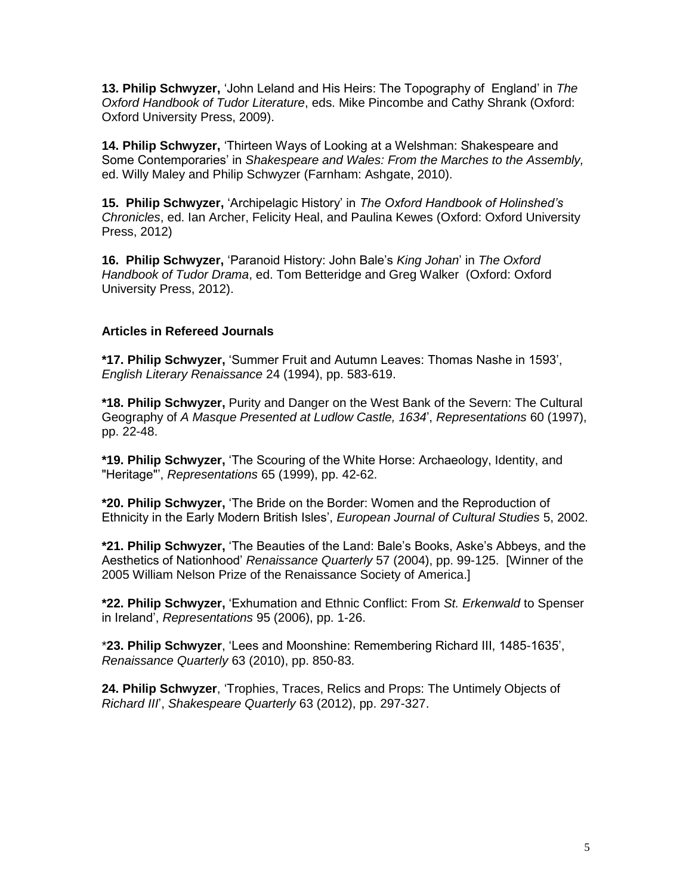**13. Philip Schwyzer,** 'John Leland and His Heirs: The Topography of England' in *The Oxford Handbook of Tudor Literature*, eds. Mike Pincombe and Cathy Shrank (Oxford: Oxford University Press, 2009).

**14. Philip Schwyzer,** 'Thirteen Ways of Looking at a Welshman: Shakespeare and Some Contemporaries' in *Shakespeare and Wales: From the Marches to the Assembly,* ed. Willy Maley and Philip Schwyzer (Farnham: Ashgate, 2010).

**15. Philip Schwyzer,** 'Archipelagic History' in *The Oxford Handbook of Holinshed's Chronicles*, ed. Ian Archer, Felicity Heal, and Paulina Kewes (Oxford: Oxford University Press, 2012)

**16. Philip Schwyzer,** 'Paranoid History: John Bale's *King Johan*' in *The Oxford Handbook of Tudor Drama*, ed. Tom Betteridge and Greg Walker (Oxford: Oxford University Press, 2012).

### Articles in Refereed Journals

**\*17. Philip Schwyzer,** 'Summer Fruit and Autumn Leaves: Thomas Nashe in 1593', *English Literary Renaissance* 24 (1994), pp. 583-619.

**\*18. Philip Schwyzer,** Purity and Danger on the West Bank of the Severn: The Cultural Geography of *A Masque Presented at Ludlow Castle, 1634*', *Representations* 60 (1997), pp. 22-48.

**\*19. Philip Schwyzer,** 'The Scouring of the White Horse: Archaeology, Identity, and "Heritage"', *Representations* 65 (1999), pp. 42-62.

**\*20. Philip Schwyzer,** 'The Bride on the Border: Women and the Reproduction of Ethnicity in the Early Modern British Isles', *European Journal of Cultural Studies* 5, 2002.

**\*21. Philip Schwyzer,** 'The Beauties of the Land: Bale's Books, Aske's Abbeys, and the Aesthetics of Nationhood' *Renaissance Quarterly* 57 (2004), pp. 99-125. [Winner of the 2005 William Nelson Prize of the Renaissance Society of America.]

**\*22. Philip Schwyzer,** 'Exhumation and Ethnic Conflict: From *St. Erkenwald* to Spenser in Ireland', *Representations* 95 (2006), pp. 1-26.

\***23. Philip Schwyzer**, 'Lees and Moonshine: Remembering Richard III, 1485-1635', *Renaissance Quarterly* 63 (2010), pp. 850-83.

**24. Philip Schwyzer**, 'Trophies, Traces, Relics and Props: The Untimely Objects of *Richard III*', *Shakespeare Quarterly* 63 (2012), pp. 297-327.